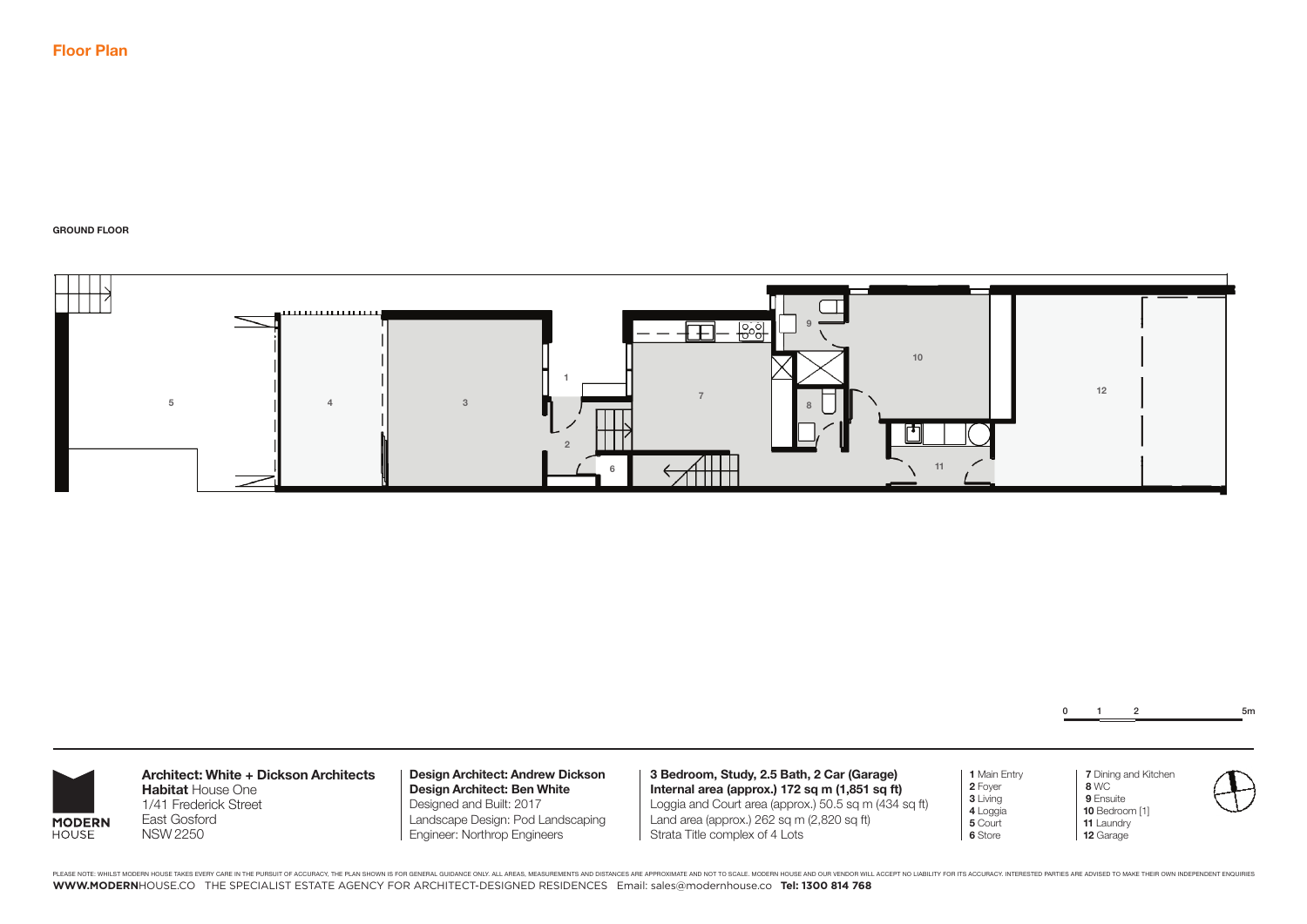## Floor Plan

**GROUND FLOOR**

**Architect: White + Dickson Architects**
**Habitat** House One
1/41 Frederick Street
East Gosford
NSW 2250

**Design Architect: Andrew Dickson**
**Design Architect: Ben White**
Designed and Built: 2017
Landscape Design: Pod Landscaping
Engineer: Northrop Engineers

**3 Bedroom, Study, 2.5 Bath, 2 Car (Garage)**
**Internal area (approx.) 172 sq m (1,851 sq ft)**
Loggia and Court area (approx.) 50.5 sq m (434 sq ft)
Land area (approx.) 262 sq m (2,820 sq ft)
Strata Title complex of 4 Lots

**1** Main Entry
**2** Foyer
**3** Living
**4** Loggia
**5** Court
**6** Store
**7** Dining and Kitchen
**8** WC
**9** Ensuite
**10** Bedroom [1]
**11** Laundry
**12** Garage

PLEASE NOTE: WHILST MODERN HOUSE TAKES EVERY CARE IN THE PURSUIT OF ACCURACY, THE PLAN SHOWN IS FOR GENERAL GUIDANCE ONLY. ALL AREAS, MEASUREMENTS AND DISTANCES ARE APPROXIMATE AND NOT TO SCALE. MODERN HOUSE AND OUR VENDOR WILL ACCEPT NO LIABILITY FOR ITS ACCURACY. INTERESTED PARTIES ARE ADVISED TO MAKE THEIR OWN INDEPENDENT ENQUIRIES

**WWW.MODERN**HOUSE.CO THE SPECIALIST ESTATE AGENCY FOR ARCHITECT-DESIGNED RESIDENCES Email: sales@modernhouse.co **Tel: 1300 814 768**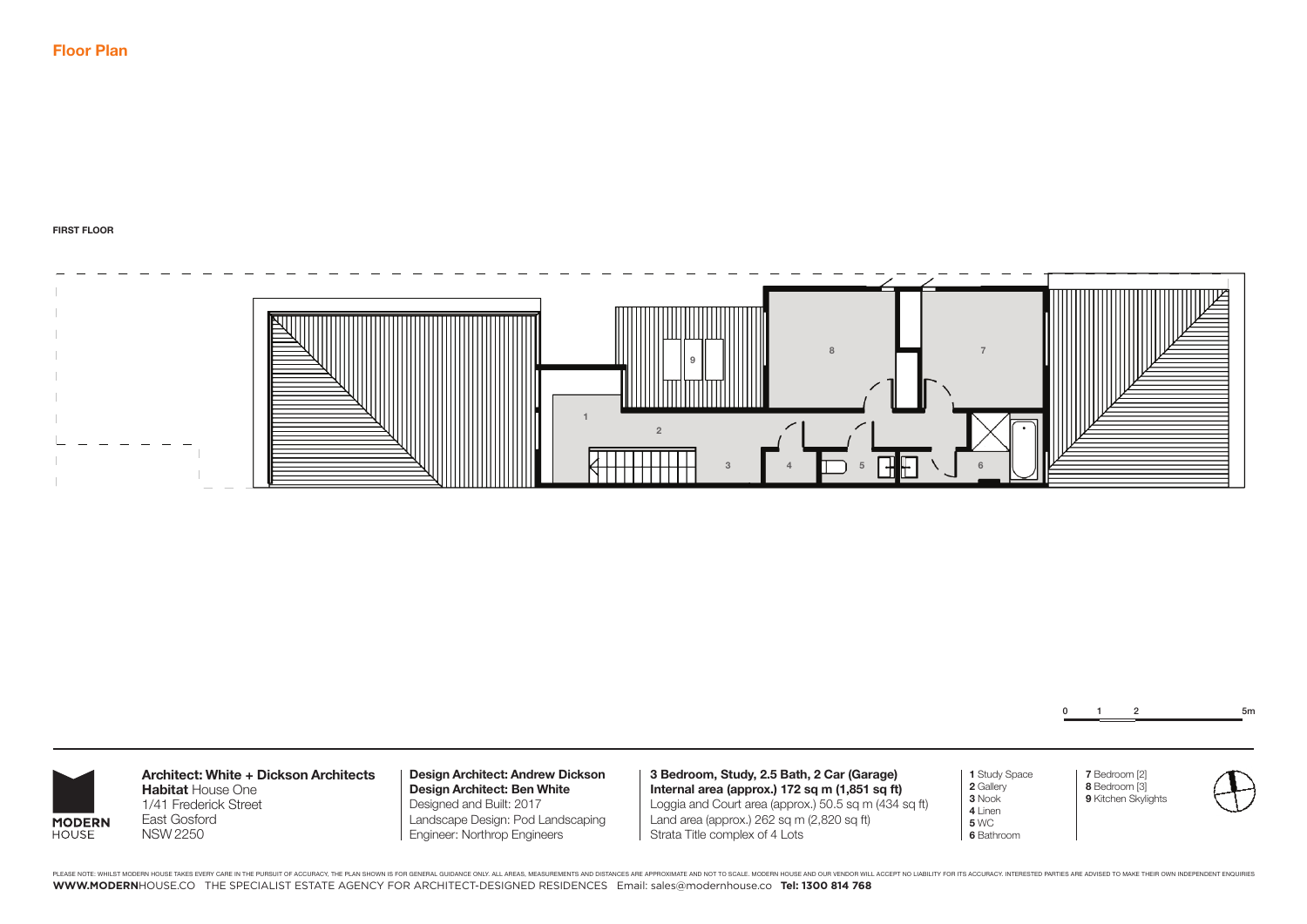## Floor Plan

**FIRST FLOOR**

1
2
3
4
5
6
7
8
9

0 1 2 5m

**Architect: White + Dickson Architects**
**Habitat** House One
1/41 Frederick Street
East Gosford
NSW 2250

**Design Architect: Andrew Dickson**
**Design Architect: Ben White**
Designed and Built: 2017
Landscape Design: Pod Landscaping
Engineer: Northrop Engineers

**3 Bedroom, Study, 2.5 Bath, 2 Car (Garage)**
**Internal area (approx.) 172 sq m (1,851 sq ft)**
Loggia and Court area (approx.) 50.5 sq m (434 sq ft)
Land area (approx.) 262 sq m (2,820 sq ft)
Strata Title complex of 4 Lots

**1** Study Space
**2** Gallery
**3** Nook
**4** Linen
**5** WC
**6** Bathroom
**7** Bedroom [2]
**8** Bedroom [3]
**9** Kitchen Skylights

MODERN HOUSE

PLEASE NOTE: WHILST MODERN HOUSE TAKES EVERY CARE IN THE PURSUIT OF ACCURACY, THE PLAN SHOWN IS FOR GENERAL GUIDANCE ONLY. ALL AREAS, MEASUREMENTS AND DISTANCES ARE APPROXIMATE AND NOT TO SCALE. MODERN HOUSE AND OUR VENDOR WILL ACCEPT NO LIABILITY FOR ITS ACCURACY. INTERESTED PARTIES ARE ADVISED TO MAKE THEIR OWN INDEPENDENT ENQUIRIES

**WWW.MODERN**HOUSE.CO THE SPECIALIST ESTATE AGENCY FOR ARCHITECT-DESIGNED RESIDENCES Email: sales@modernhouse.co **Tel: 1300 814 768**